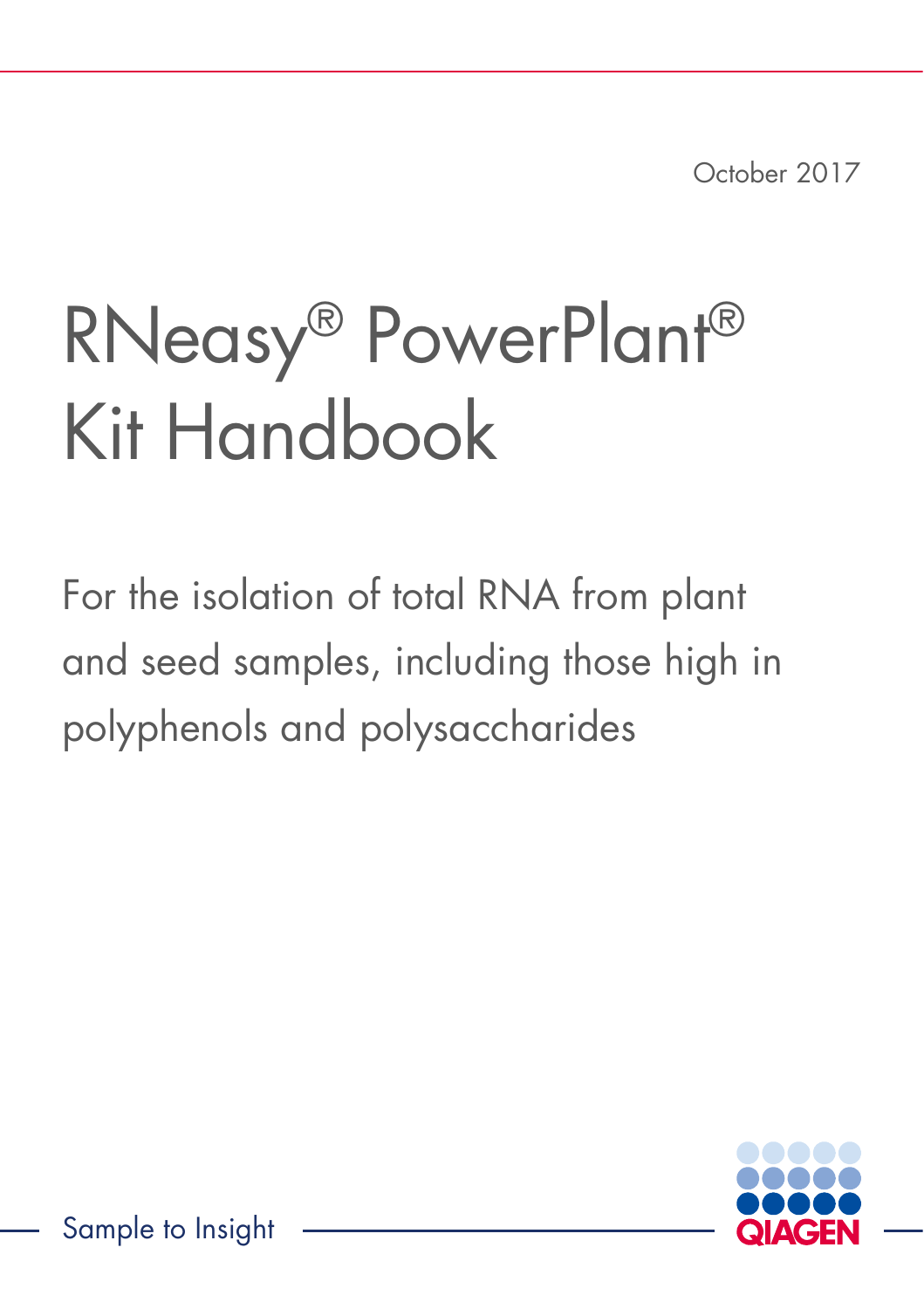October 2017

# RNeasy® PowerPlant® Kit Handbook

For the isolation of total RNA from plant and seed samples, including those high in polyphenols and polysaccharides

Sample to Insight

QIAGEN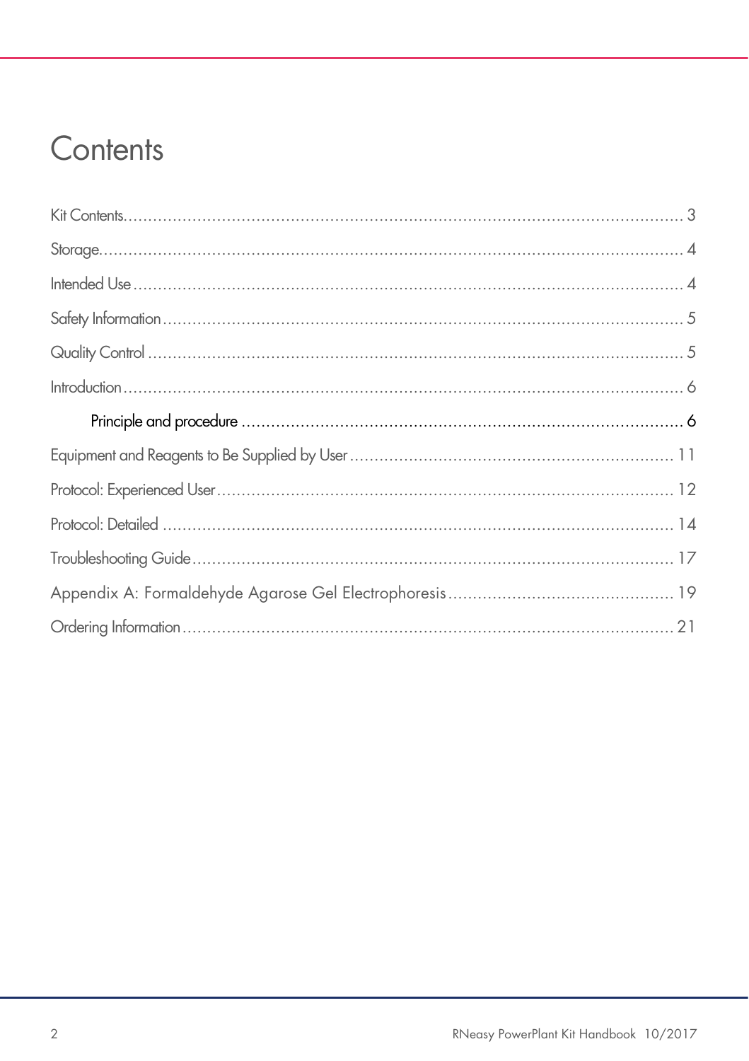# Contents

Kit Contents .................................................. 3

Storage .................................................. 4

Intended Use .................................................. 4

Safety Information .................................................. 5

Quality Control .................................................. 5

Introduction .................................................. 6

- Principle and procedure .................................................. 6

Equipment and Reagents to Be Supplied by User .................................................. 11

Protocol: Experienced User .................................................. 12

Protocol: Detailed .................................................. 14

Troubleshooting Guide .................................................. 17

Appendix A: Formaldehyde Agarose Gel Electrophoresis .................................................. 19

Ordering Information .................................................. 21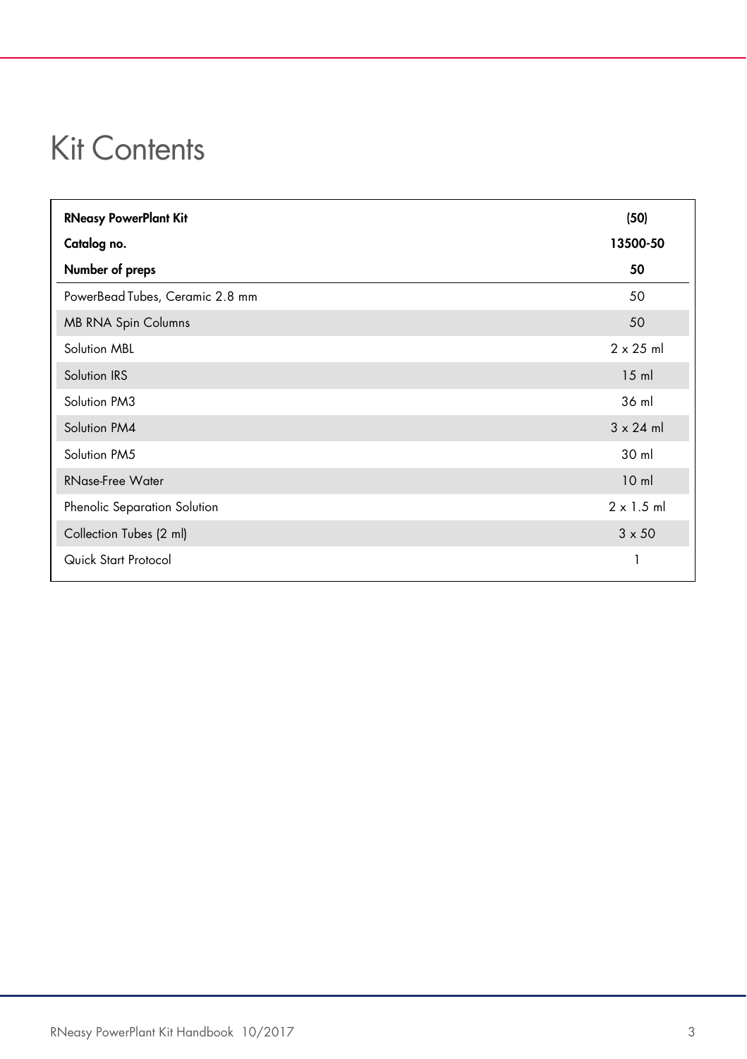# Kit Contents

| **RNeasy PowerPlant Kit** | **(50)** |
|---|---|
| **Catalog no.** | **13500-50** |
| **Number of preps** | **50** |
| PowerBead Tubes, Ceramic 2.8 mm | 50 |
| MB RNA Spin Columns | 50 |
| Solution MBL | 2 x 25 ml |
| Solution IRS | 15 ml |
| Solution PM3 | 36 ml |
| Solution PM4 | 3 x 24 ml |
| Solution PM5 | 30 ml |
| RNase-Free Water | 10 ml |
| Phenolic Separation Solution | 2 x 1.5 ml |
| Collection Tubes (2 ml) | 3 x 50 |
| Quick Start Protocol | 1 |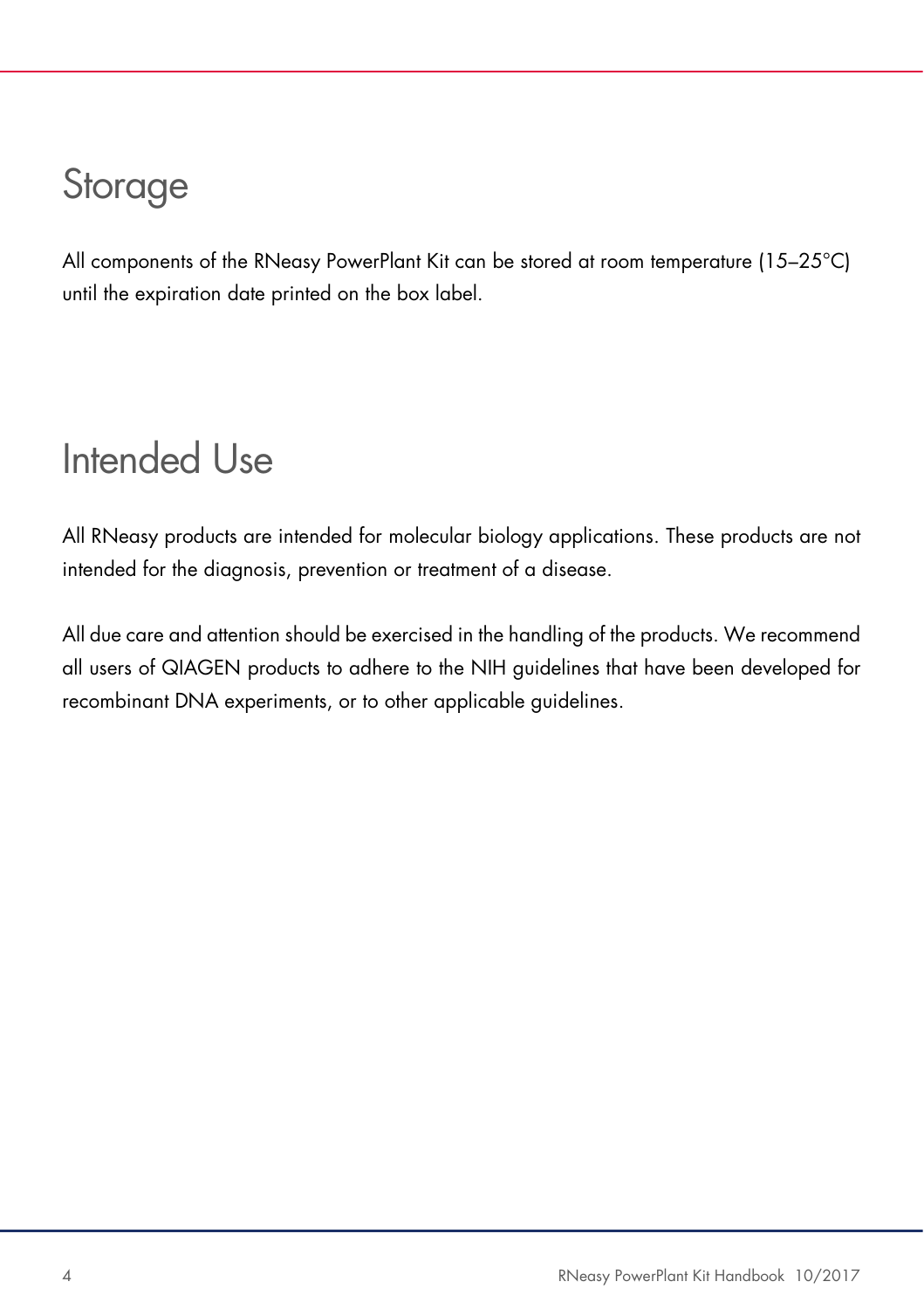# Storage

All components of the RNeasy PowerPlant Kit can be stored at room temperature (15–25°C) until the expiration date printed on the box label.

# Intended Use

All RNeasy products are intended for molecular biology applications. These products are not intended for the diagnosis, prevention or treatment of a disease.

All due care and attention should be exercised in the handling of the products. We recommend all users of QIAGEN products to adhere to the NIH guidelines that have been developed for recombinant DNA experiments, or to other applicable guidelines.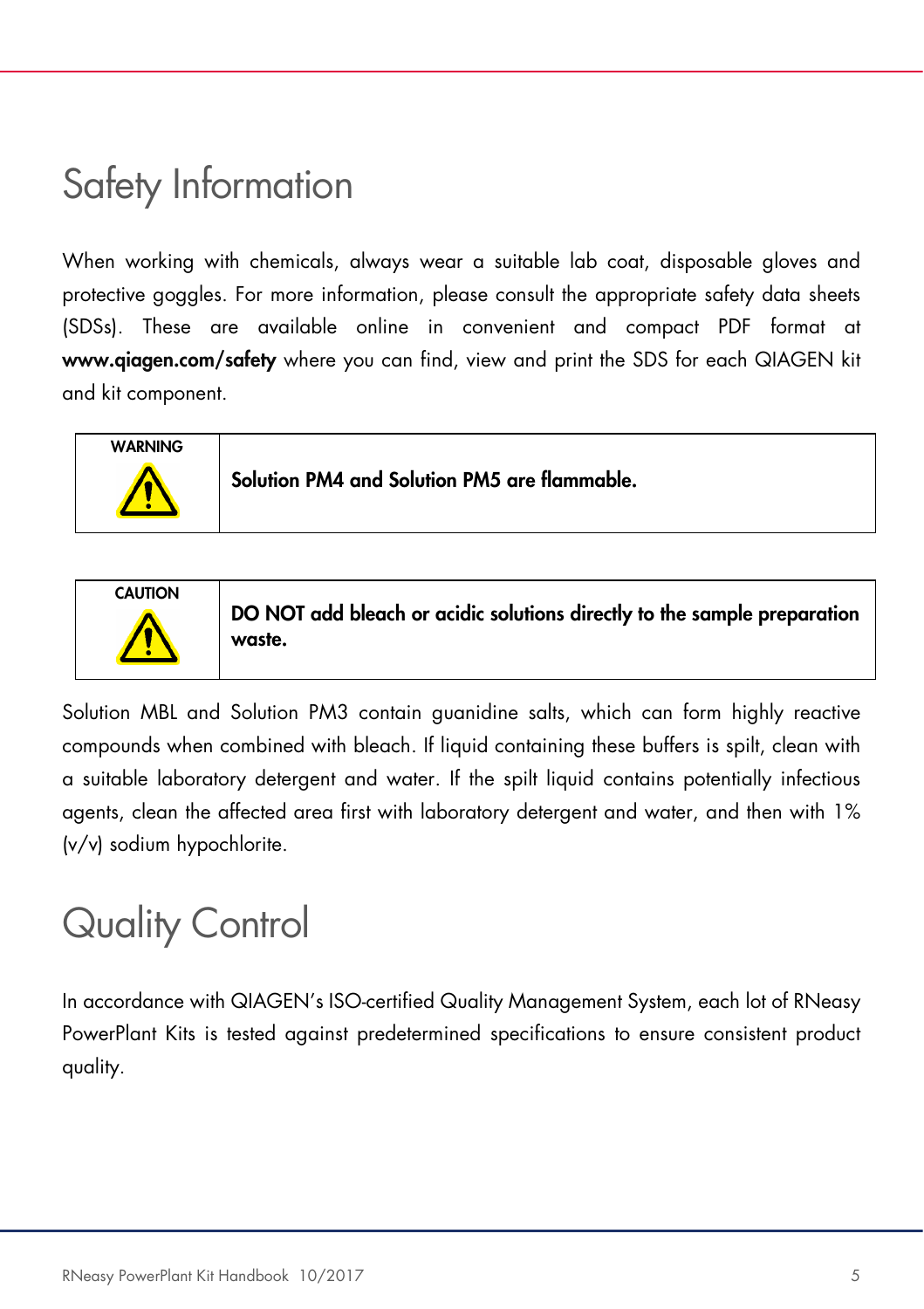# Safety Information

When working with chemicals, always wear a suitable lab coat, disposable gloves and protective goggles. For more information, please consult the appropriate safety data sheets (SDSs). These are available online in convenient and compact PDF format at **www.qiagen.com/safety** where you can find, view and print the SDS for each QIAGEN kit and kit component.

| WARNING | **Solution PM4 and Solution PM5 are flammable.** |
| --- | --- |

| CAUTION | **DO NOT add bleach or acidic solutions directly to the sample preparation waste.** |
| --- | --- |

Solution MBL and Solution PM3 contain guanidine salts, which can form highly reactive compounds when combined with bleach. If liquid containing these buffers is spilt, clean with a suitable laboratory detergent and water. If the spilt liquid contains potentially infectious agents, clean the affected area first with laboratory detergent and water, and then with 1% (v/v) sodium hypochlorite.

# Quality Control

In accordance with QIAGEN's ISO-certified Quality Management System, each lot of RNeasy PowerPlant Kits is tested against predetermined specifications to ensure consistent product quality.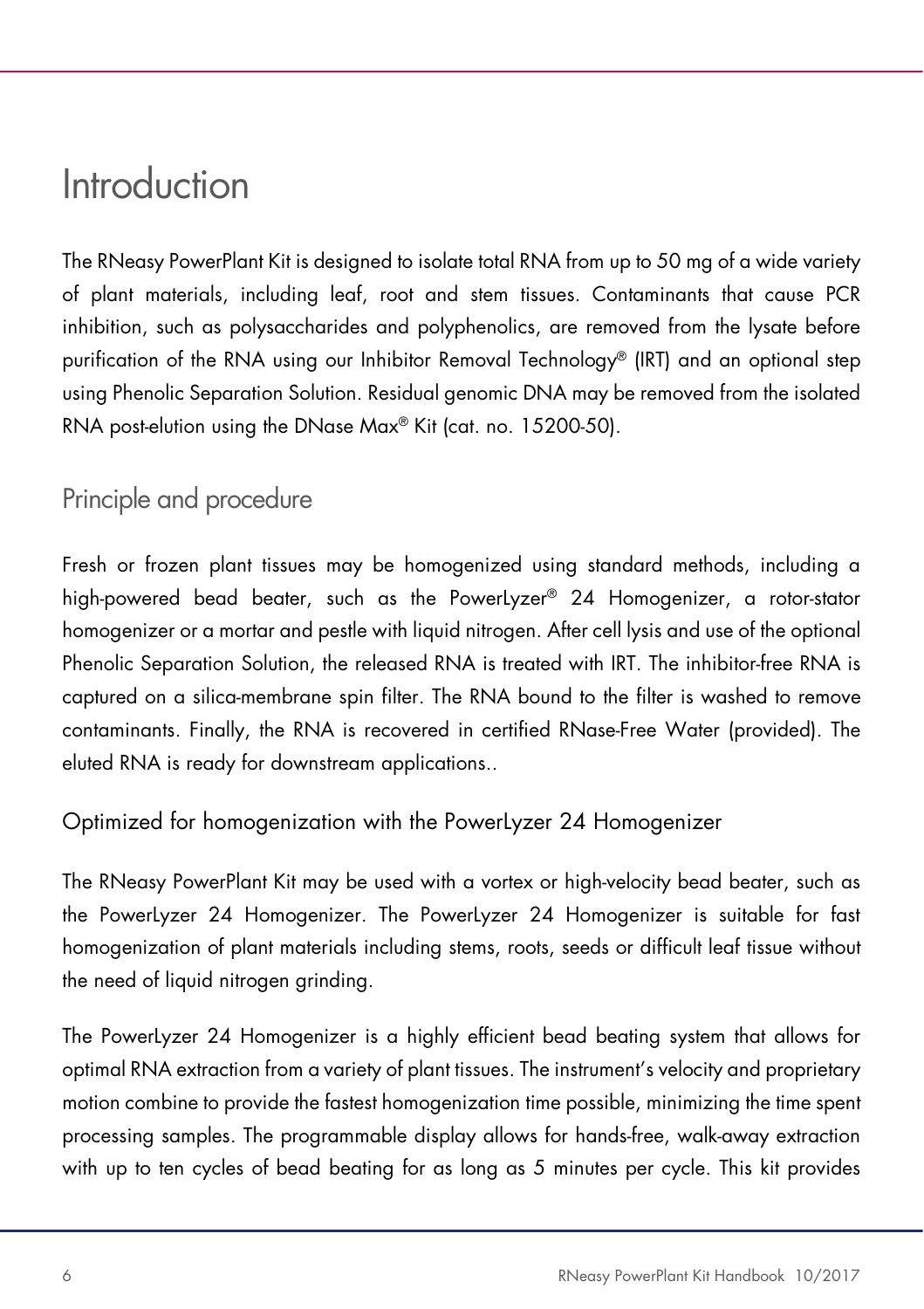# Introduction

The RNeasy PowerPlant Kit is designed to isolate total RNA from up to 50 mg of a wide variety of plant materials, including leaf, root and stem tissues. Contaminants that cause PCR inhibition, such as polysaccharides and polyphenolics, are removed from the lysate before purification of the RNA using our Inhibitor Removal Technology® (IRT) and an optional step using Phenolic Separation Solution. Residual genomic DNA may be removed from the isolated RNA post-elution using the DNase Max® Kit (cat. no. 15200-50).

## Principle and procedure

Fresh or frozen plant tissues may be homogenized using standard methods, including a high-powered bead beater, such as the PowerLyzer® 24 Homogenizer, a rotor-stator homogenizer or a mortar and pestle with liquid nitrogen. After cell lysis and use of the optional Phenolic Separation Solution, the released RNA is treated with IRT. The inhibitor-free RNA is captured on a silica-membrane spin filter. The RNA bound to the filter is washed to remove contaminants. Finally, the RNA is recovered in certified RNase-Free Water (provided). The eluted RNA is ready for downstream applications..

### Optimized for homogenization with the PowerLyzer 24 Homogenizer

The RNeasy PowerPlant Kit may be used with a vortex or high-velocity bead beater, such as the PowerLyzer 24 Homogenizer. The PowerLyzer 24 Homogenizer is suitable for fast homogenization of plant materials including stems, roots, seeds or difficult leaf tissue without the need of liquid nitrogen grinding.

The PowerLyzer 24 Homogenizer is a highly efficient bead beating system that allows for optimal RNA extraction from a variety of plant tissues. The instrument's velocity and proprietary motion combine to provide the fastest homogenization time possible, minimizing the time spent processing samples. The programmable display allows for hands-free, walk-away extraction with up to ten cycles of bead beating for as long as 5 minutes per cycle. This kit provides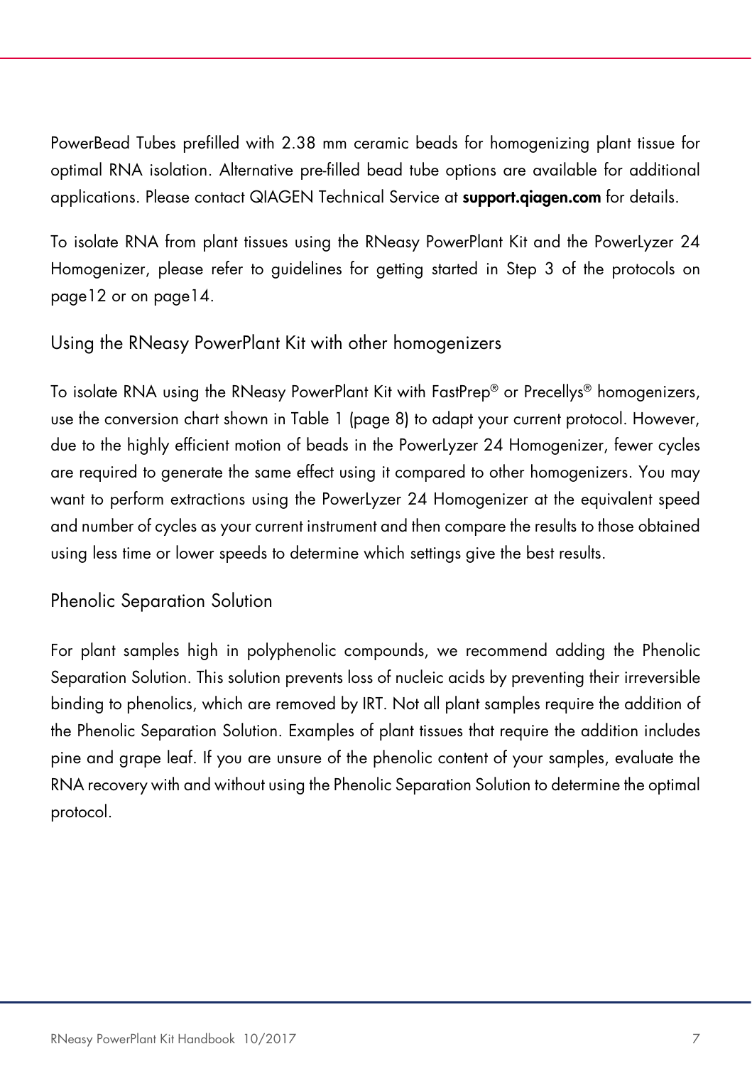PowerBead Tubes prefilled with 2.38 mm ceramic beads for homogenizing plant tissue for optimal RNA isolation. Alternative pre-filled bead tube options are available for additional applications. Please contact QIAGEN Technical Service at **support.qiagen.com** for details.

To isolate RNA from plant tissues using the RNeasy PowerPlant Kit and the PowerLyzer 24 Homogenizer, please refer to guidelines for getting started in Step 3 of the protocols on page12 or on page14.

## Using the RNeasy PowerPlant Kit with other homogenizers

To isolate RNA using the RNeasy PowerPlant Kit with FastPrep® or Precellys® homogenizers, use the conversion chart shown in Table 1 (page 8) to adapt your current protocol. However, due to the highly efficient motion of beads in the PowerLyzer 24 Homogenizer, fewer cycles are required to generate the same effect using it compared to other homogenizers. You may want to perform extractions using the PowerLyzer 24 Homogenizer at the equivalent speed and number of cycles as your current instrument and then compare the results to those obtained using less time or lower speeds to determine which settings give the best results.

## Phenolic Separation Solution

For plant samples high in polyphenolic compounds, we recommend adding the Phenolic Separation Solution. This solution prevents loss of nucleic acids by preventing their irreversible binding to phenolics, which are removed by IRT. Not all plant samples require the addition of the Phenolic Separation Solution. Examples of plant tissues that require the addition includes pine and grape leaf. If you are unsure of the phenolic content of your samples, evaluate the RNA recovery with and without using the Phenolic Separation Solution to determine the optimal protocol.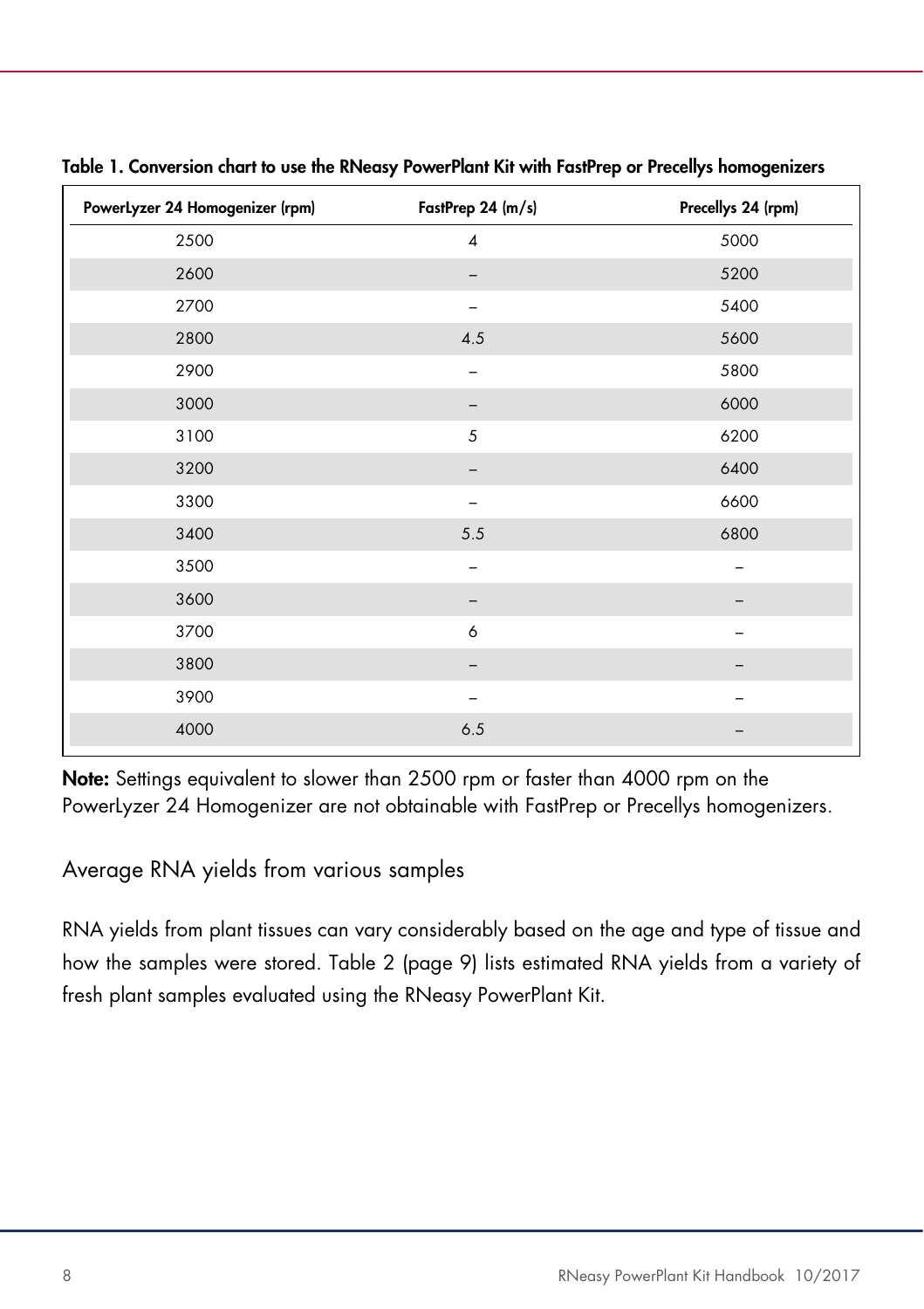**Table 1. Conversion chart to use the RNeasy PowerPlant Kit with FastPrep or Precellys homogenizers**

| PowerLyzer 24 Homogenizer (rpm) | FastPrep 24 (m/s) | Precellys 24 (rpm) |
|---|---|---|
| 2500 | 4 | 5000 |
| 2600 | – | 5200 |
| 2700 | – | 5400 |
| 2800 | 4.5 | 5600 |
| 2900 | – | 5800 |
| 3000 | – | 6000 |
| 3100 | 5 | 6200 |
| 3200 | – | 6400 |
| 3300 | – | 6600 |
| 3400 | 5.5 | 6800 |
| 3500 | – | – |
| 3600 | – | – |
| 3700 | 6 | – |
| 3800 | – | – |
| 3900 | – | – |
| 4000 | 6.5 | – |

**Note:** Settings equivalent to slower than 2500 rpm or faster than 4000 rpm on the PowerLyzer 24 Homogenizer are not obtainable with FastPrep or Precellys homogenizers.

## Average RNA yields from various samples

RNA yields from plant tissues can vary considerably based on the age and type of tissue and how the samples were stored. Table 2 (page 9) lists estimated RNA yields from a variety of fresh plant samples evaluated using the RNeasy PowerPlant Kit.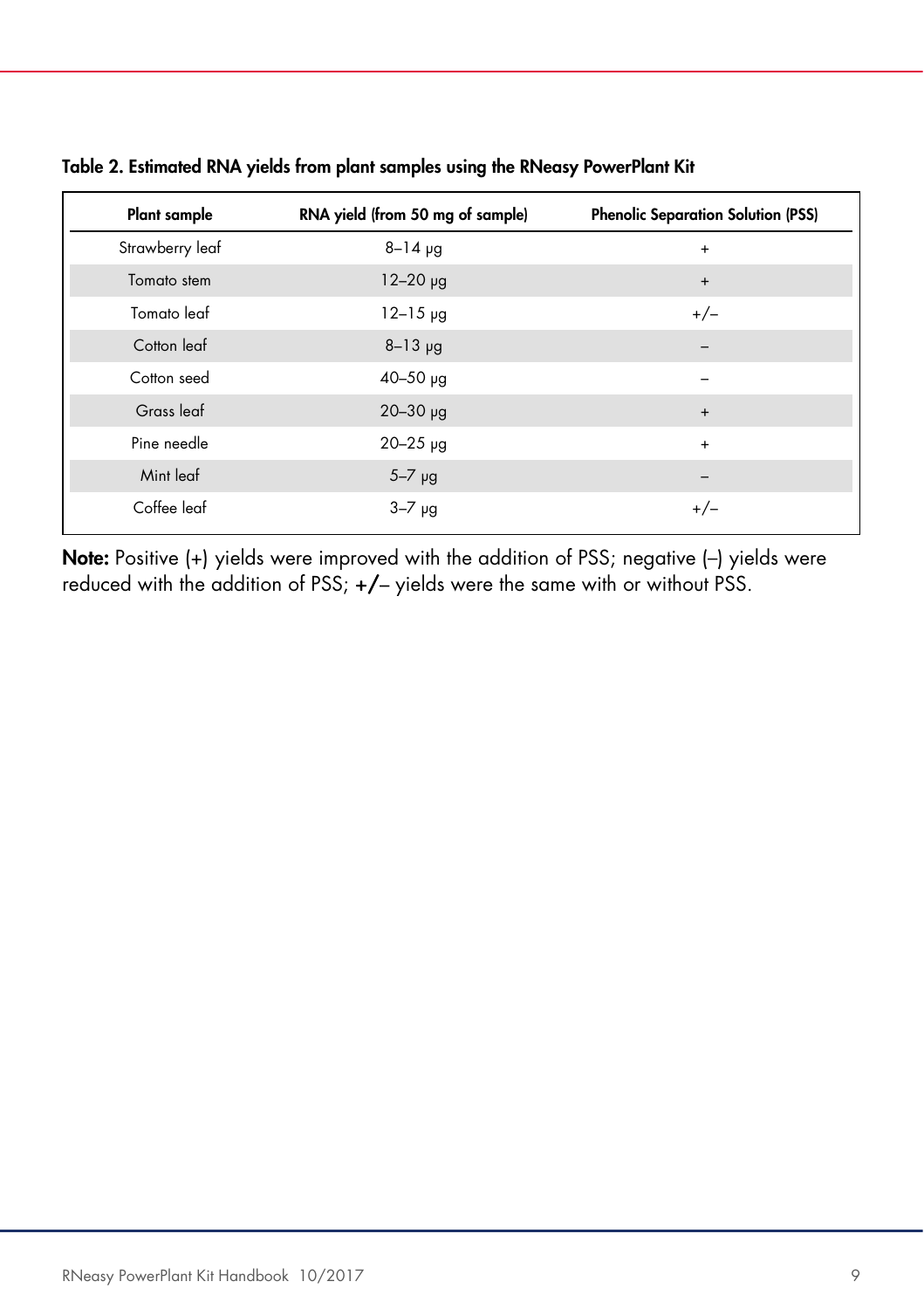**Table 2. Estimated RNA yields from plant samples using the RNeasy PowerPlant Kit**

| Plant sample | RNA yield (from 50 mg of sample) | Phenolic Separation Solution (PSS) |
|---|---|---|
| Strawberry leaf | 8–14 µg | + |
| Tomato stem | 12–20 µg | + |
| Tomato leaf | 12–15 µg | +/– |
| Cotton leaf | 8–13 µg | – |
| Cotton seed | 40–50 µg | – |
| Grass leaf | 20–30 µg | + |
| Pine needle | 20–25 µg | + |
| Mint leaf | 5–7 µg | – |
| Coffee leaf | 3–7 µg | +/– |

**Note:** Positive (+) yields were improved with the addition of PSS; negative (–) yields were reduced with the addition of PSS; +/– yields were the same with or without PSS.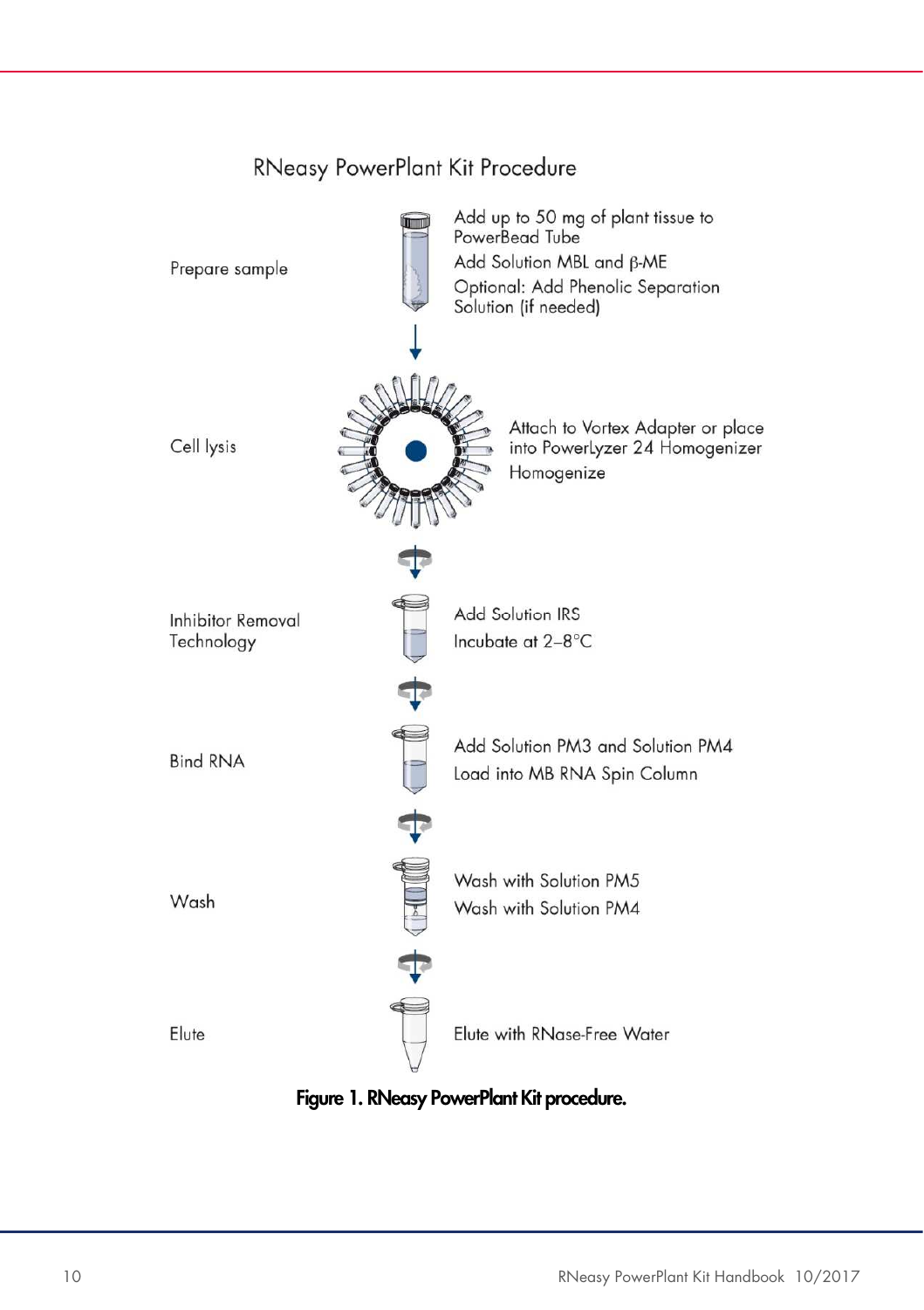RNeasy PowerPlant Kit Procedure

Prepare sample

Add up to 50 mg of plant tissue to PowerBead Tube

Add Solution MBL and β-ME

Optional: Add Phenolic Separation Solution (if needed)

Cell lysis

Attach to Vortex Adapter or place into PowerLyzer 24 Homogenizer

Homogenize

Inhibitor Removal Technology

Add Solution IRS

Incubate at 2–8°C

Bind RNA

Add Solution PM3 and Solution PM4

Load into MB RNA Spin Column

Wash

Wash with Solution PM5

Wash with Solution PM4

Elute

Elute with RNase-Free Water

**Figure 1. RNeasy PowerPlant Kit procedure.**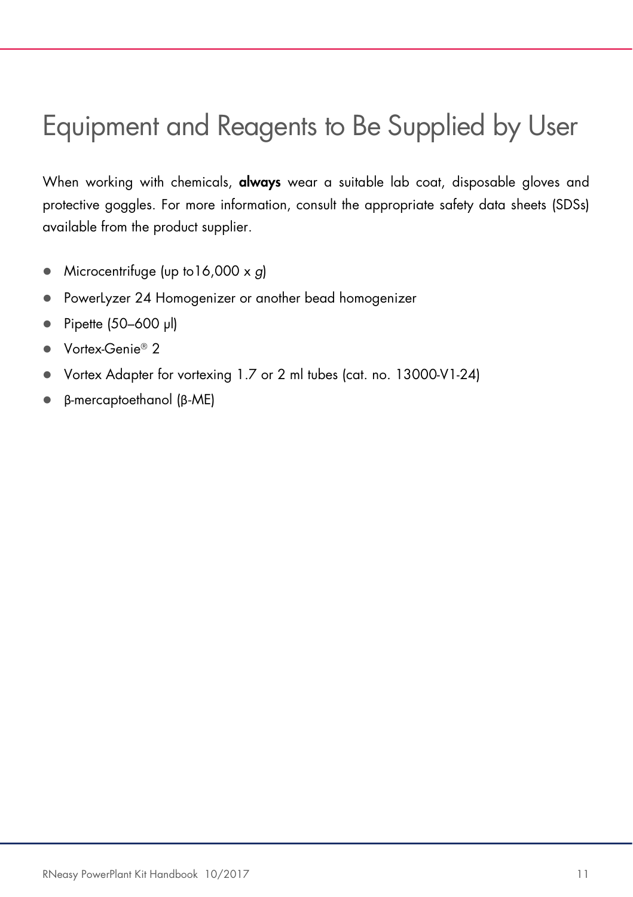# Equipment and Reagents to Be Supplied by User

When working with chemicals, **always** wear a suitable lab coat, disposable gloves and protective goggles. For more information, consult the appropriate safety data sheets (SDSs) available from the product supplier.

- Microcentrifuge (up to16,000 x *g*)
- PowerLyzer 24 Homogenizer or another bead homogenizer
- Pipette (50–600 µl)
- Vortex-Genie® 2
- Vortex Adapter for vortexing 1.7 or 2 ml tubes (cat. no. 13000-V1-24)
- β-mercaptoethanol (β-ME)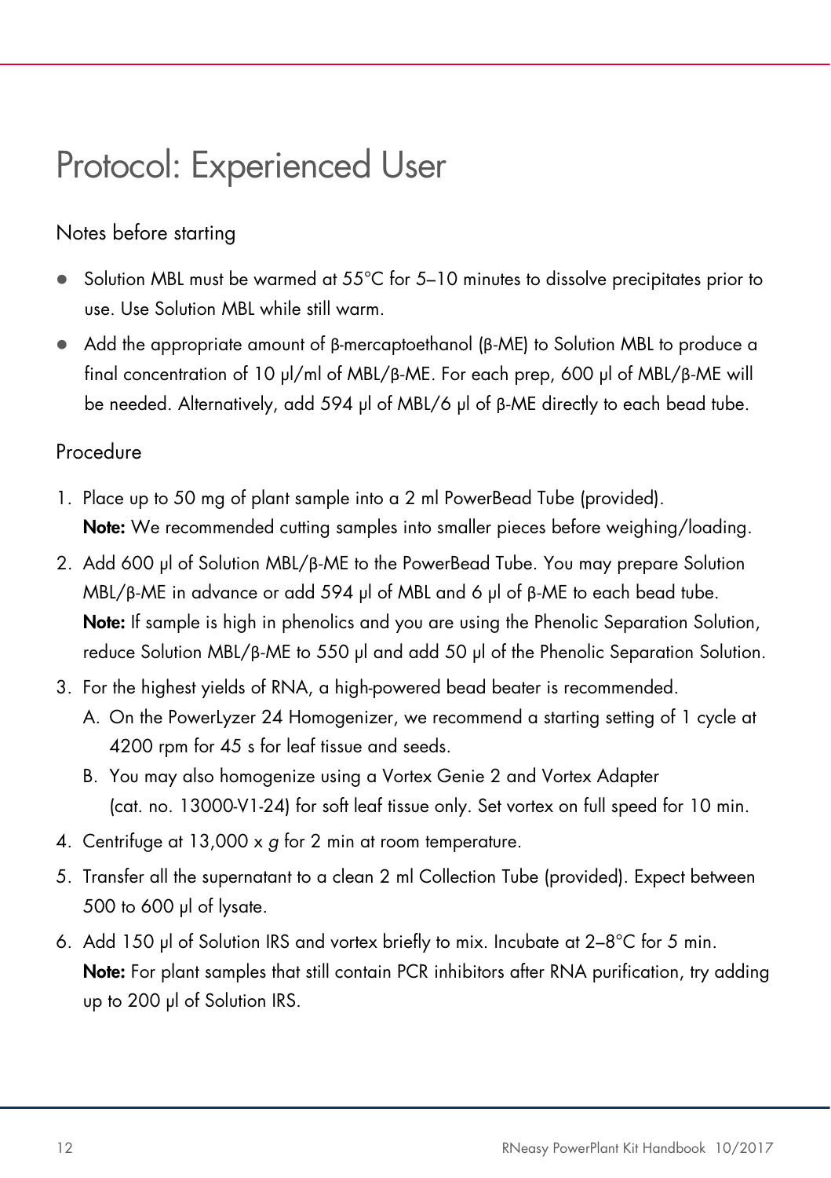# Protocol: Experienced User

## Notes before starting

- Solution MBL must be warmed at 55°C for 5–10 minutes to dissolve precipitates prior to use. Use Solution MBL while still warm.
- Add the appropriate amount of β-mercaptoethanol (β-ME) to Solution MBL to produce a final concentration of 10 µl/ml of MBL/β-ME. For each prep, 600 µl of MBL/β-ME will be needed. Alternatively, add 594 µl of MBL/6 µl of β-ME directly to each bead tube.

## Procedure

1. Place up to 50 mg of plant sample into a 2 ml PowerBead Tube (provided).
   **Note:** We recommended cutting samples into smaller pieces before weighing/loading.
2. Add 600 µl of Solution MBL/β-ME to the PowerBead Tube. You may prepare Solution MBL/β-ME in advance or add 594 µl of MBL and 6 µl of β-ME to each bead tube.
   **Note:** If sample is high in phenolics and you are using the Phenolic Separation Solution, reduce Solution MBL/β-ME to 550 µl and add 50 µl of the Phenolic Separation Solution.
3. For the highest yields of RNA, a high-powered bead beater is recommended.
   A. On the PowerLyzer 24 Homogenizer, we recommend a starting setting of 1 cycle at 4200 rpm for 45 s for leaf tissue and seeds.
   B. You may also homogenize using a Vortex Genie 2 and Vortex Adapter (cat. no. 13000-V1-24) for soft leaf tissue only. Set vortex on full speed for 10 min.
4. Centrifuge at 13,000 x *g* for 2 min at room temperature.
5. Transfer all the supernatant to a clean 2 ml Collection Tube (provided). Expect between 500 to 600 µl of lysate.
6. Add 150 µl of Solution IRS and vortex briefly to mix. Incubate at 2–8°C for 5 min.
   **Note:** For plant samples that still contain PCR inhibitors after RNA purification, try adding up to 200 µl of Solution IRS.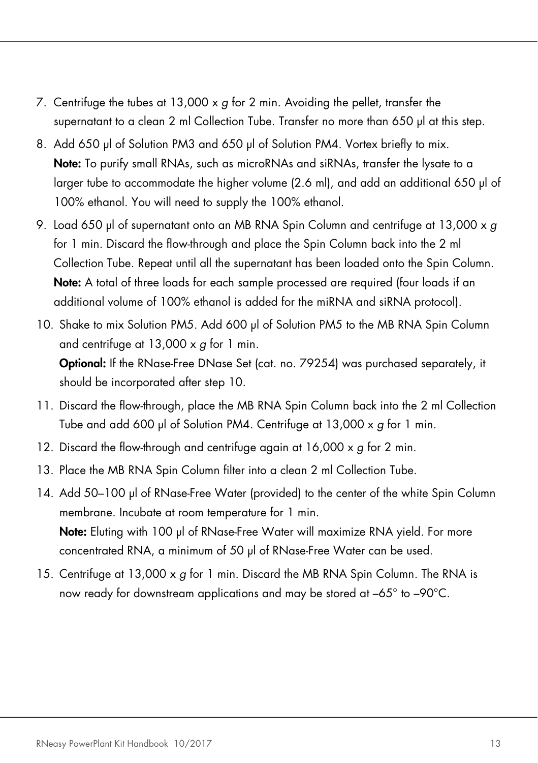7. Centrifuge the tubes at 13,000 x *g* for 2 min. Avoiding the pellet, transfer the supernatant to a clean 2 ml Collection Tube. Transfer no more than 650 µl at this step.
8. Add 650 µl of Solution PM3 and 650 µl of Solution PM4. Vortex briefly to mix.
   **Note:** To purify small RNAs, such as microRNAs and siRNAs, transfer the lysate to a larger tube to accommodate the higher volume (2.6 ml), and add an additional 650 µl of 100% ethanol. You will need to supply the 100% ethanol.
9. Load 650 µl of supernatant onto an MB RNA Spin Column and centrifuge at 13,000 x *g* for 1 min. Discard the flow-through and place the Spin Column back into the 2 ml Collection Tube. Repeat until all the supernatant has been loaded onto the Spin Column.
   **Note:** A total of three loads for each sample processed are required (four loads if an additional volume of 100% ethanol is added for the miRNA and siRNA protocol).
10. Shake to mix Solution PM5. Add 600 µl of Solution PM5 to the MB RNA Spin Column and centrifuge at 13,000 x *g* for 1 min.
    **Optional:** If the RNase-Free DNase Set (cat. no. 79254) was purchased separately, it should be incorporated after step 10.
11. Discard the flow-through, place the MB RNA Spin Column back into the 2 ml Collection Tube and add 600 µl of Solution PM4. Centrifuge at 13,000 x *g* for 1 min.
12. Discard the flow-through and centrifuge again at 16,000 x *g* for 2 min.
13. Place the MB RNA Spin Column filter into a clean 2 ml Collection Tube.
14. Add 50–100 µl of RNase-Free Water (provided) to the center of the white Spin Column membrane. Incubate at room temperature for 1 min.
    **Note:** Eluting with 100 µl of RNase-Free Water will maximize RNA yield. For more concentrated RNA, a minimum of 50 µl of RNase-Free Water can be used.
15. Centrifuge at 13,000 x *g* for 1 min. Discard the MB RNA Spin Column. The RNA is now ready for downstream applications and may be stored at –65° to –90°C.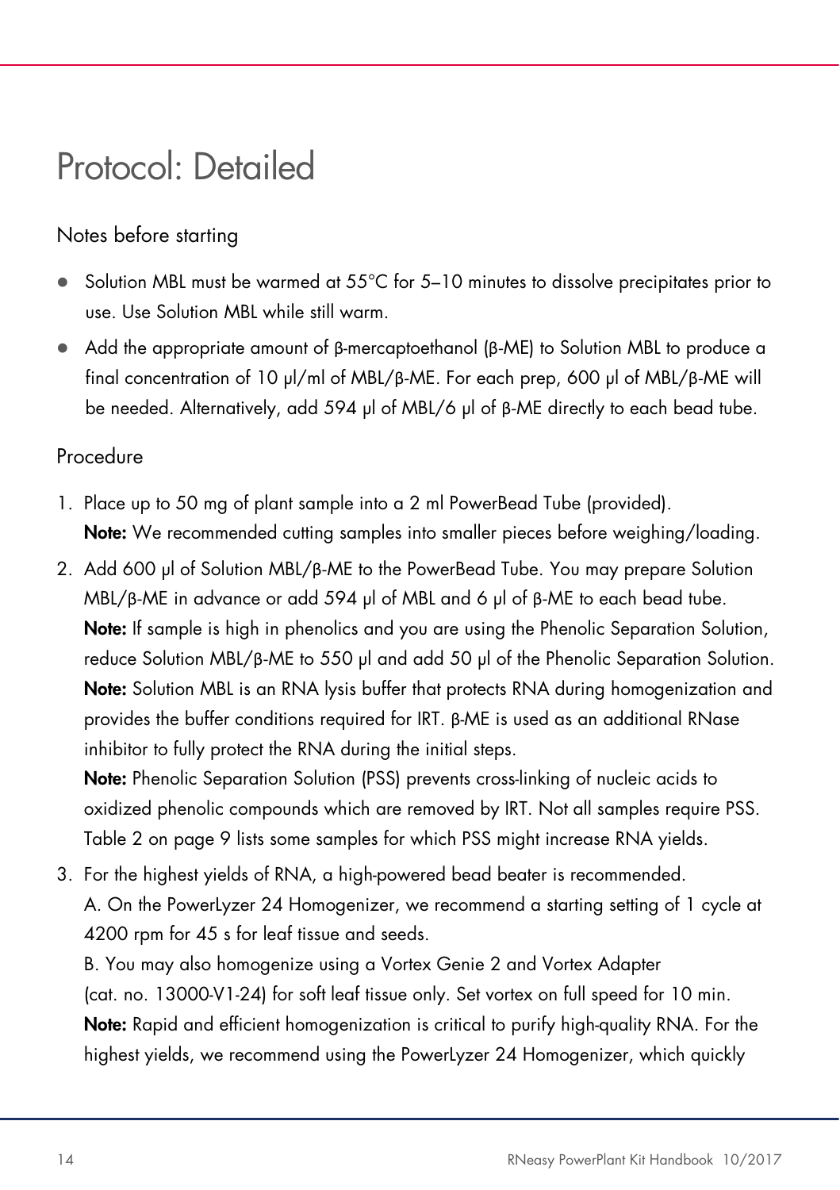# Protocol: Detailed

## Notes before starting

- Solution MBL must be warmed at 55°C for 5–10 minutes to dissolve precipitates prior to use. Use Solution MBL while still warm.
- Add the appropriate amount of β-mercaptoethanol (β-ME) to Solution MBL to produce a final concentration of 10 µl/ml of MBL/β-ME. For each prep, 600 µl of MBL/β-ME will be needed. Alternatively, add 594 µl of MBL/6 µl of β-ME directly to each bead tube.

## Procedure

1. Place up to 50 mg of plant sample into a 2 ml PowerBead Tube (provided).
   **Note:** We recommended cutting samples into smaller pieces before weighing/loading.
2. Add 600 µl of Solution MBL/β-ME to the PowerBead Tube. You may prepare Solution MBL/β-ME in advance or add 594 µl of MBL and 6 µl of β-ME to each bead tube.
   **Note:** If sample is high in phenolics and you are using the Phenolic Separation Solution, reduce Solution MBL/β-ME to 550 µl and add 50 µl of the Phenolic Separation Solution.
   **Note:** Solution MBL is an RNA lysis buffer that protects RNA during homogenization and provides the buffer conditions required for IRT. β-ME is used as an additional RNase inhibitor to fully protect the RNA during the initial steps.
   **Note:** Phenolic Separation Solution (PSS) prevents cross-linking of nucleic acids to oxidized phenolic compounds which are removed by IRT. Not all samples require PSS. Table 2 on page 9 lists some samples for which PSS might increase RNA yields.
3. For the highest yields of RNA, a high-powered bead beater is recommended.
   A. On the PowerLyzer 24 Homogenizer, we recommend a starting setting of 1 cycle at 4200 rpm for 45 s for leaf tissue and seeds.
   B. You may also homogenize using a Vortex Genie 2 and Vortex Adapter (cat. no. 13000-V1-24) for soft leaf tissue only. Set vortex on full speed for 10 min.
   **Note:** Rapid and efficient homogenization is critical to purify high-quality RNA. For the highest yields, we recommend using the PowerLyzer 24 Homogenizer, which quickly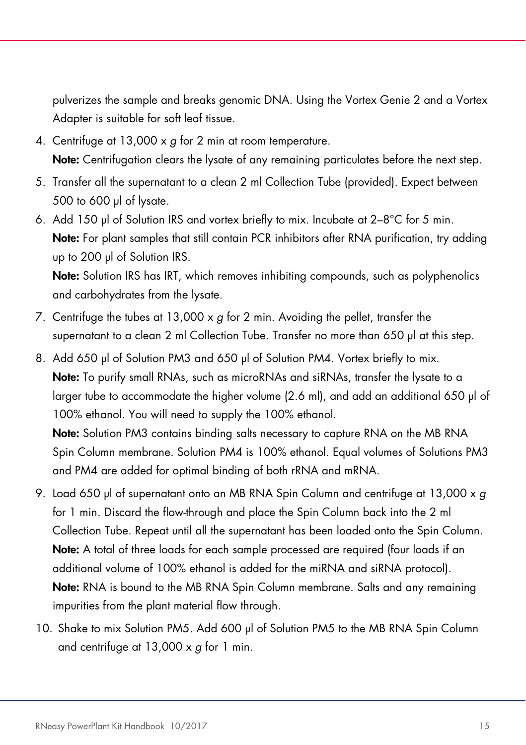pulverizes the sample and breaks genomic DNA. Using the Vortex Genie 2 and a Vortex Adapter is suitable for soft leaf tissue.

4. Centrifuge at 13,000 x *g* for 2 min at room temperature.
   **Note:** Centrifugation clears the lysate of any remaining particulates before the next step.
5. Transfer all the supernatant to a clean 2 ml Collection Tube (provided). Expect between 500 to 600 µl of lysate.
6. Add 150 µl of Solution IRS and vortex briefly to mix. Incubate at 2–8°C for 5 min.
   **Note:** For plant samples that still contain PCR inhibitors after RNA purification, try adding up to 200 µl of Solution IRS.
   **Note:** Solution IRS has IRT, which removes inhibiting compounds, such as polyphenolics and carbohydrates from the lysate.
7. Centrifuge the tubes at 13,000 x *g* for 2 min. Avoiding the pellet, transfer the supernatant to a clean 2 ml Collection Tube. Transfer no more than 650 µl at this step.
8. Add 650 µl of Solution PM3 and 650 µl of Solution PM4. Vortex briefly to mix.
   **Note:** To purify small RNAs, such as microRNAs and siRNAs, transfer the lysate to a larger tube to accommodate the higher volume (2.6 ml), and add an additional 650 µl of 100% ethanol. You will need to supply the 100% ethanol.
   **Note:** Solution PM3 contains binding salts necessary to capture RNA on the MB RNA Spin Column membrane. Solution PM4 is 100% ethanol. Equal volumes of Solutions PM3 and PM4 are added for optimal binding of both rRNA and mRNA.
9. Load 650 µl of supernatant onto an MB RNA Spin Column and centrifuge at 13,000 x *g* for 1 min. Discard the flow-through and place the Spin Column back into the 2 ml Collection Tube. Repeat until all the supernatant has been loaded onto the Spin Column.
   **Note:** A total of three loads for each sample processed are required (four loads if an additional volume of 100% ethanol is added for the miRNA and siRNA protocol).
   **Note:** RNA is bound to the MB RNA Spin Column membrane. Salts and any remaining impurities from the plant material flow through.
10. Shake to mix Solution PM5. Add 600 µl of Solution PM5 to the MB RNA Spin Column and centrifuge at 13,000 x *g* for 1 min.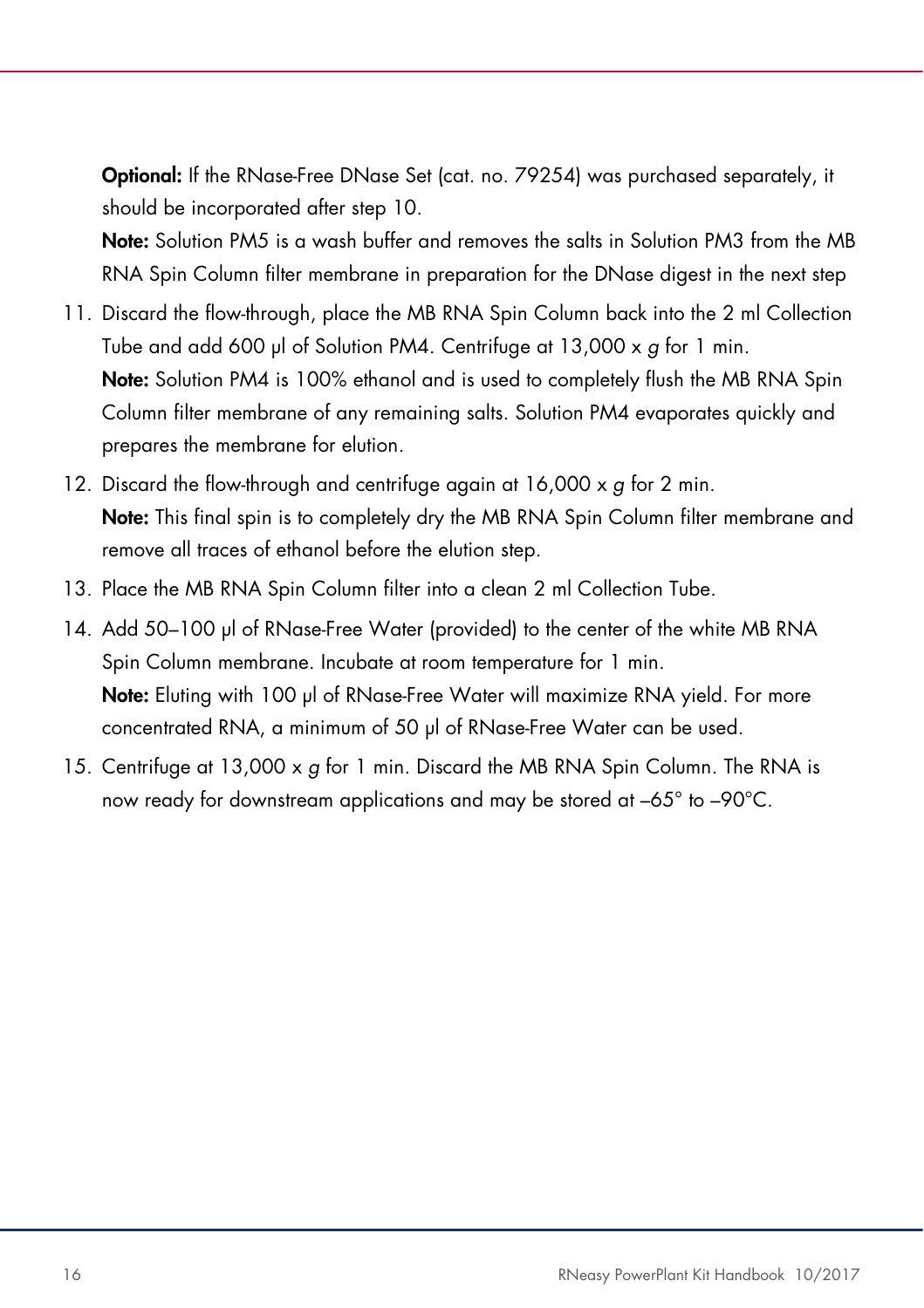**Optional:** If the RNase-Free DNase Set (cat. no. 79254) was purchased separately, it should be incorporated after step 10.

**Note:** Solution PM5 is a wash buffer and removes the salts in Solution PM3 from the MB RNA Spin Column filter membrane in preparation for the DNase digest in the next step

11. Discard the flow-through, place the MB RNA Spin Column back into the 2 ml Collection Tube and add 600 µl of Solution PM4. Centrifuge at 13,000 x *g* for 1 min.
    **Note:** Solution PM4 is 100% ethanol and is used to completely flush the MB RNA Spin Column filter membrane of any remaining salts. Solution PM4 evaporates quickly and prepares the membrane for elution.
12. Discard the flow-through and centrifuge again at 16,000 x *g* for 2 min.
    **Note:** This final spin is to completely dry the MB RNA Spin Column filter membrane and remove all traces of ethanol before the elution step.
13. Place the MB RNA Spin Column filter into a clean 2 ml Collection Tube.
14. Add 50–100 µl of RNase-Free Water (provided) to the center of the white MB RNA Spin Column membrane. Incubate at room temperature for 1 min.
    **Note:** Eluting with 100 µl of RNase-Free Water will maximize RNA yield. For more concentrated RNA, a minimum of 50 µl of RNase-Free Water can be used.
15. Centrifuge at 13,000 x *g* for 1 min. Discard the MB RNA Spin Column. The RNA is now ready for downstream applications and may be stored at –65° to –90°C.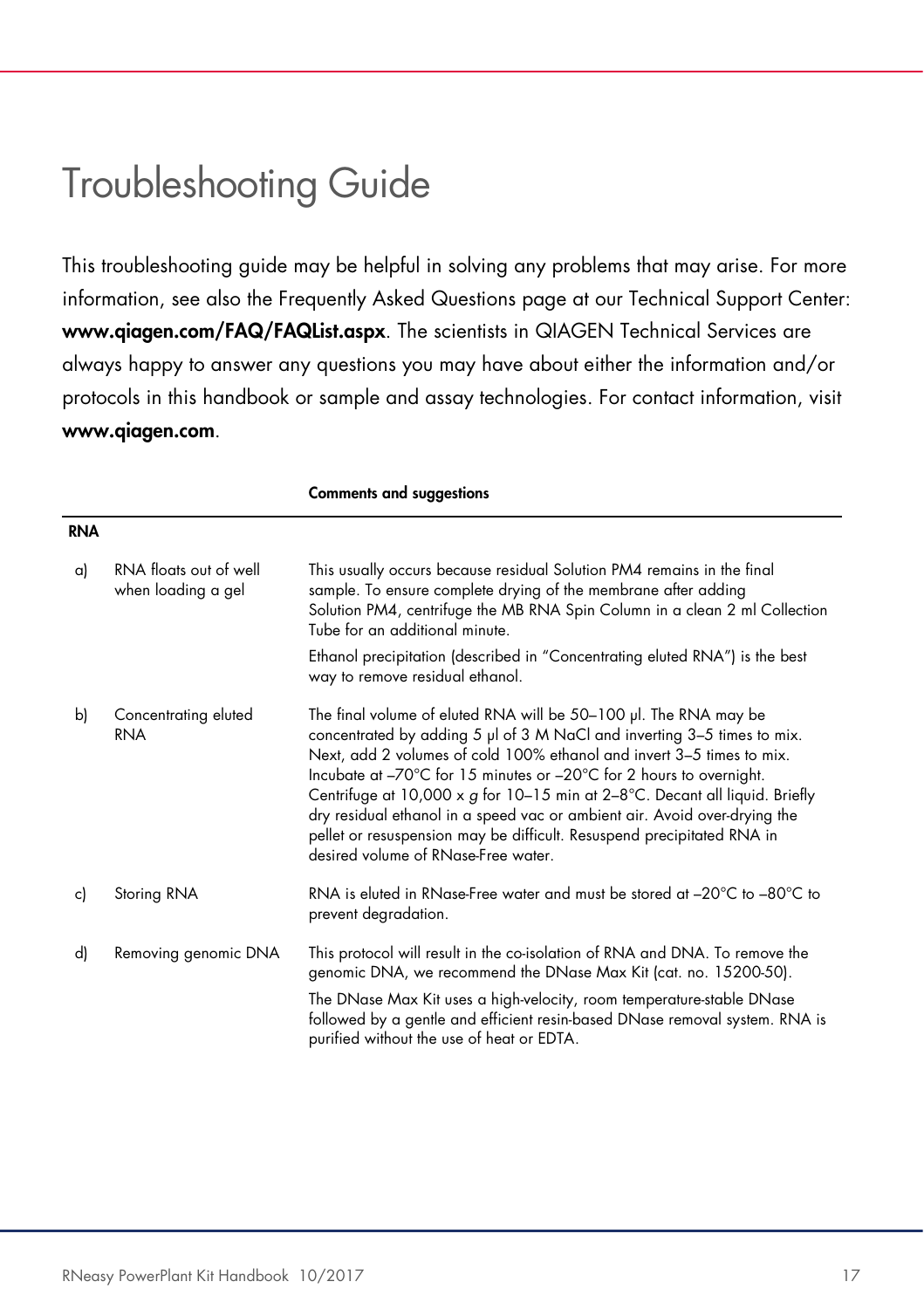# Troubleshooting Guide

This troubleshooting guide may be helpful in solving any problems that may arise. For more information, see also the Frequently Asked Questions page at our Technical Support Center: **www.qiagen.com/FAQ/FAQList.aspx**. The scientists in QIAGEN Technical Services are always happy to answer any questions you may have about either the information and/or protocols in this handbook or sample and assay technologies. For contact information, visit **www.qiagen.com**.

| | | Comments and suggestions |
|---|---|---|
| **RNA** | | |
| a) | RNA floats out of well when loading a gel | This usually occurs because residual Solution PM4 remains in the final sample. To ensure complete drying of the membrane after adding Solution PM4, centrifuge the MB RNA Spin Column in a clean 2 ml Collection Tube for an additional minute.<br><br>Ethanol precipitation (described in "Concentrating eluted RNA") is the best way to remove residual ethanol. |
| b) | Concentrating eluted RNA | The final volume of eluted RNA will be 50–100 µl. The RNA may be concentrated by adding 5 µl of 3 M NaCl and inverting 3–5 times to mix. Next, add 2 volumes of cold 100% ethanol and invert 3–5 times to mix. Incubate at –70°C for 15 minutes or –20°C for 2 hours to overnight. Centrifuge at 10,000 x *g* for 10–15 min at 2–8°C. Decant all liquid. Briefly dry residual ethanol in a speed vac or ambient air. Avoid over-drying the pellet or resuspension may be difficult. Resuspend precipitated RNA in desired volume of RNase-Free water. |
| c) | Storing RNA | RNA is eluted in RNase-Free water and must be stored at –20°C to –80°C to prevent degradation. |
| d) | Removing genomic DNA | This protocol will result in the co-isolation of RNA and DNA. To remove the genomic DNA, we recommend the DNase Max Kit (cat. no. 15200-50).<br><br>The DNase Max Kit uses a high-velocity, room temperature-stable DNase followed by a gentle and efficient resin-based DNase removal system. RNA is purified without the use of heat or EDTA. |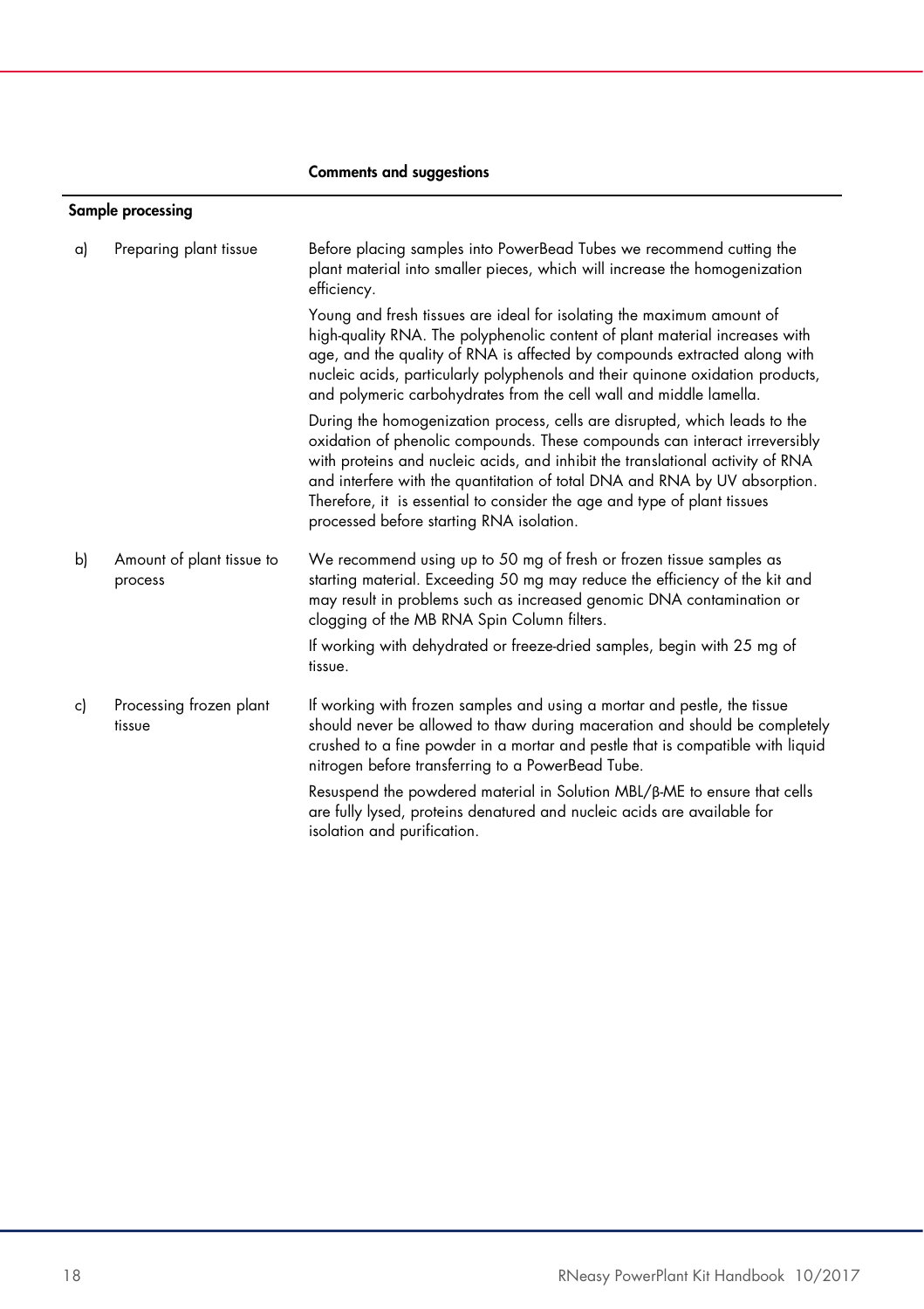| | | Comments and suggestions |
|---|---|---|
| **Sample processing** | | |
| a) | Preparing plant tissue | Before placing samples into PowerBead Tubes we recommend cutting the plant material into smaller pieces, which will increase the homogenization efficiency.<br><br>Young and fresh tissues are ideal for isolating the maximum amount of high-quality RNA. The polyphenolic content of plant material increases with age, and the quality of RNA is affected by compounds extracted along with nucleic acids, particularly polyphenols and their quinone oxidation products, and polymeric carbohydrates from the cell wall and middle lamella.<br><br>During the homogenization process, cells are disrupted, which leads to the oxidation of phenolic compounds. These compounds can interact irreversibly with proteins and nucleic acids, and inhibit the translational activity of RNA and interfere with the quantitation of total DNA and RNA by UV absorption. Therefore, it is essential to consider the age and type of plant tissues processed before starting RNA isolation. |
| b) | Amount of plant tissue to process | We recommend using up to 50 mg of fresh or frozen tissue samples as starting material. Exceeding 50 mg may reduce the efficiency of the kit and may result in problems such as increased genomic DNA contamination or clogging of the MB RNA Spin Column filters.<br><br>If working with dehydrated or freeze-dried samples, begin with 25 mg of tissue. |
| c) | Processing frozen plant tissue | If working with frozen samples and using a mortar and pestle, the tissue should never be allowed to thaw during maceration and should be completely crushed to a fine powder in a mortar and pestle that is compatible with liquid nitrogen before transferring to a PowerBead Tube.<br><br>Resuspend the powdered material in Solution MBL/β-ME to ensure that cells are fully lysed, proteins denatured and nucleic acids are available for isolation and purification. |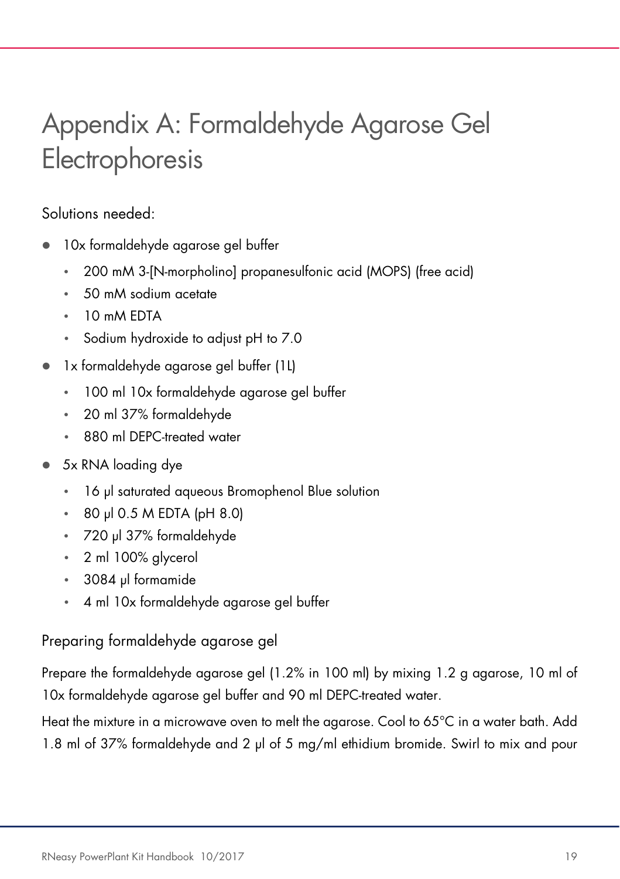# Appendix A: Formaldehyde Agarose Gel Electrophoresis

Solutions needed:

- 10x formaldehyde agarose gel buffer
  - 200 mM 3-[N-morpholino] propanesulfonic acid (MOPS) (free acid)
  - 50 mM sodium acetate
  - 10 mM EDTA
  - Sodium hydroxide to adjust pH to 7.0
- 1x formaldehyde agarose gel buffer (1L)
  - 100 ml 10x formaldehyde agarose gel buffer
  - 20 ml 37% formaldehyde
  - 880 ml DEPC-treated water
- 5x RNA loading dye
  - 16 µl saturated aqueous Bromophenol Blue solution
  - 80 µl 0.5 M EDTA (pH 8.0)
  - 720 µl 37% formaldehyde
  - 2 ml 100% glycerol
  - 3084 µl formamide
  - 4 ml 10x formaldehyde agarose gel buffer

## Preparing formaldehyde agarose gel

Prepare the formaldehyde agarose gel (1.2% in 100 ml) by mixing 1.2 g agarose, 10 ml of 10x formaldehyde agarose gel buffer and 90 ml DEPC-treated water.

Heat the mixture in a microwave oven to melt the agarose. Cool to 65°C in a water bath. Add 1.8 ml of 37% formaldehyde and 2 µl of 5 mg/ml ethidium bromide. Swirl to mix and pour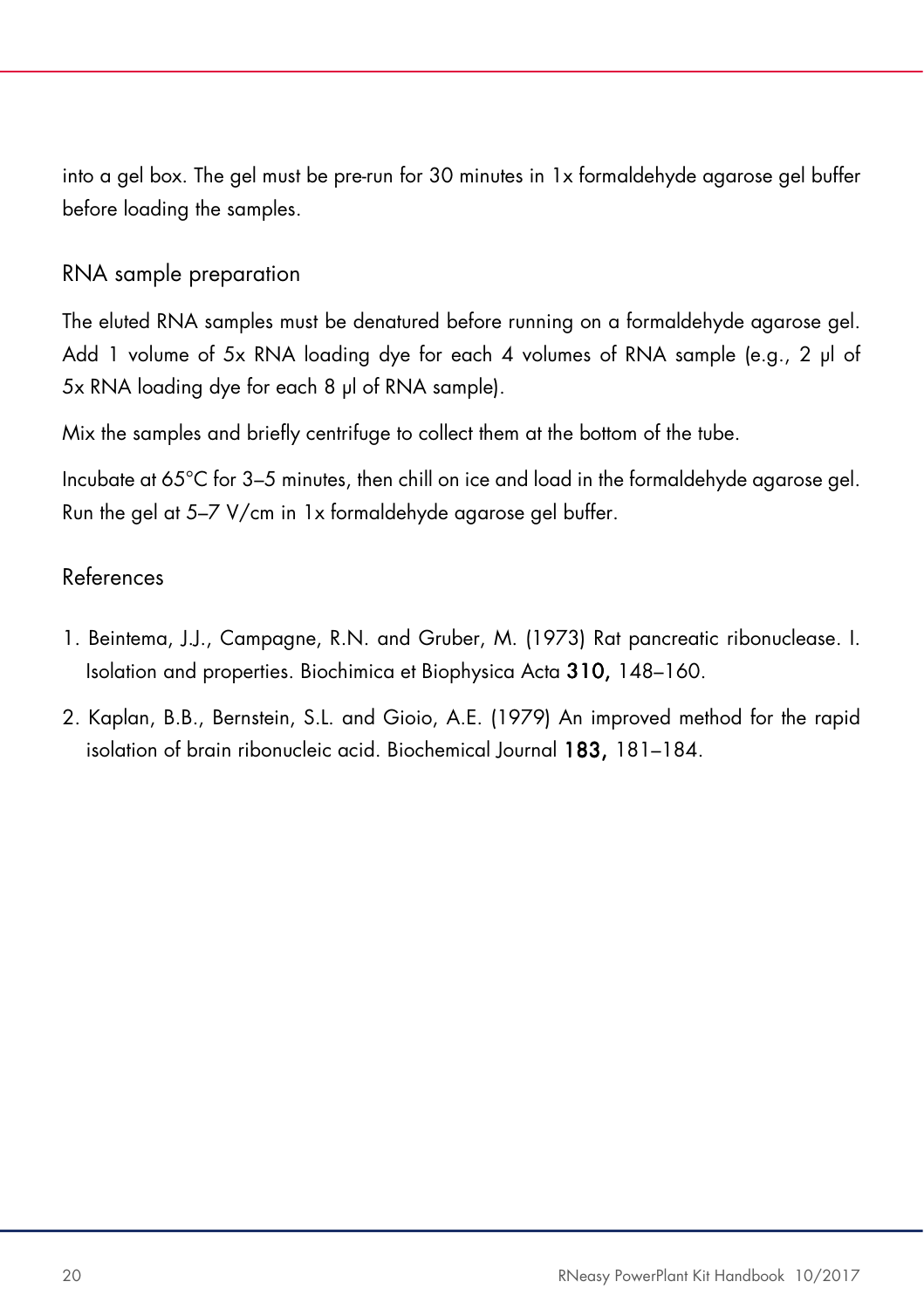into a gel box. The gel must be pre-run for 30 minutes in 1x formaldehyde agarose gel buffer before loading the samples.

## RNA sample preparation

The eluted RNA samples must be denatured before running on a formaldehyde agarose gel. Add 1 volume of 5x RNA loading dye for each 4 volumes of RNA sample (e.g., 2 µl of 5x RNA loading dye for each 8 µl of RNA sample).

Mix the samples and briefly centrifuge to collect them at the bottom of the tube.

Incubate at 65°C for 3–5 minutes, then chill on ice and load in the formaldehyde agarose gel. Run the gel at 5–7 V/cm in 1x formaldehyde agarose gel buffer.

## References

1. Beintema, J.J., Campagne, R.N. and Gruber, M. (1973) Rat pancreatic ribonuclease. I. Isolation and properties. Biochimica et Biophysica Acta **310,** 148–160.
2. Kaplan, B.B., Bernstein, S.L. and Gioio, A.E. (1979) An improved method for the rapid isolation of brain ribonucleic acid. Biochemical Journal **183,** 181–184.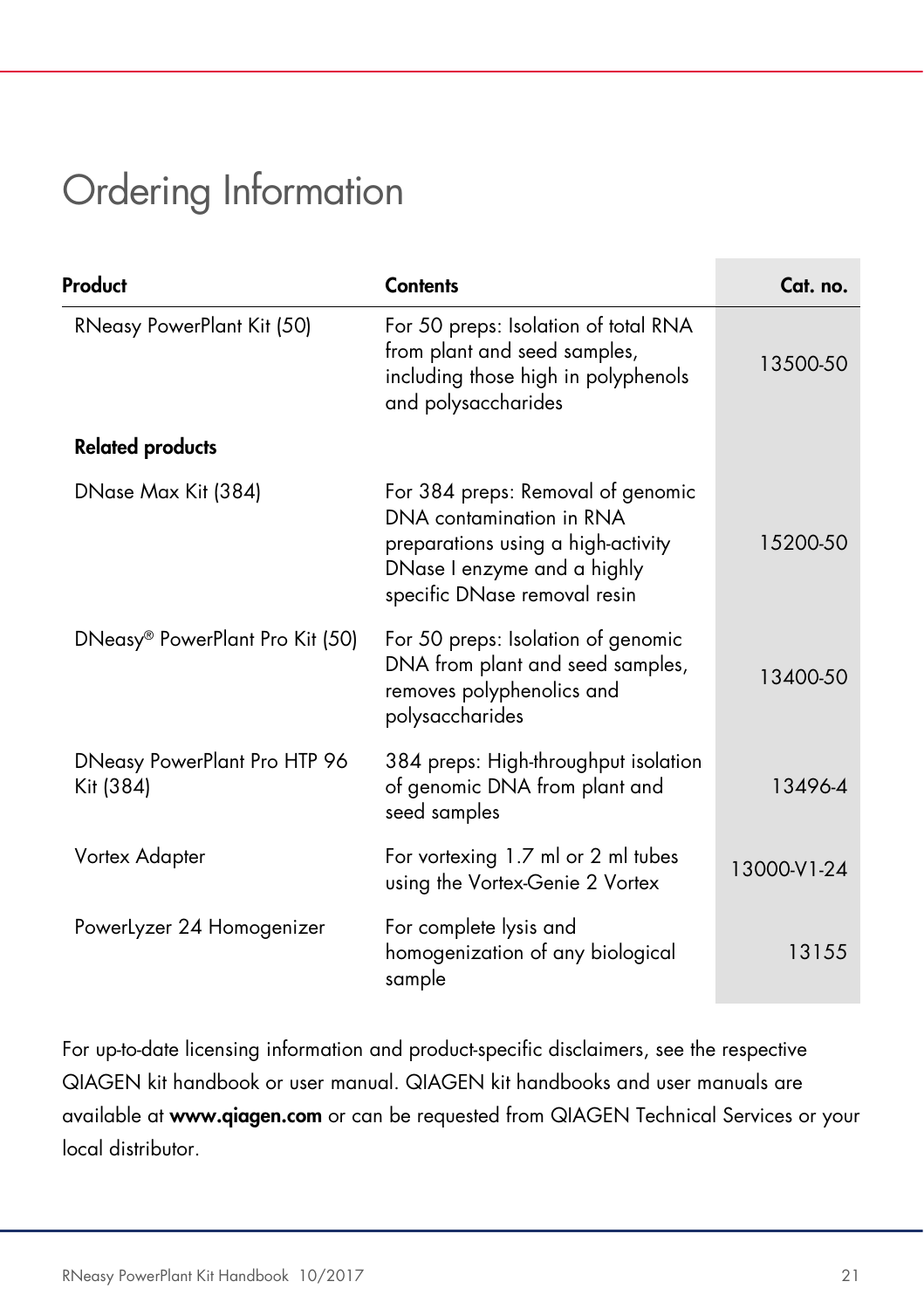# Ordering Information

| Product | Contents | Cat. no. |
|---|---|---|
| RNeasy PowerPlant Kit (50) | For 50 preps: Isolation of total RNA from plant and seed samples, including those high in polyphenols and polysaccharides | 13500-50 |
| **Related products** | | |
| DNase Max Kit (384) | For 384 preps: Removal of genomic DNA contamination in RNA preparations using a high-activity DNase I enzyme and a highly specific DNase removal resin | 15200-50 |
| DNeasy® PowerPlant Pro Kit (50) | For 50 preps: Isolation of genomic DNA from plant and seed samples, removes polyphenolics and polysaccharides | 13400-50 |
| DNeasy PowerPlant Pro HTP 96 Kit (384) | 384 preps: High-throughput isolation of genomic DNA from plant and seed samples | 13496-4 |
| Vortex Adapter | For vortexing 1.7 ml or 2 ml tubes using the Vortex-Genie 2 Vortex | 13000-V1-24 |
| PowerLyzer 24 Homogenizer | For complete lysis and homogenization of any biological sample | 13155 |

For up-to-date licensing information and product-specific disclaimers, see the respective QIAGEN kit handbook or user manual. QIAGEN kit handbooks and user manuals are available at **www.qiagen.com** or can be requested from QIAGEN Technical Services or your local distributor.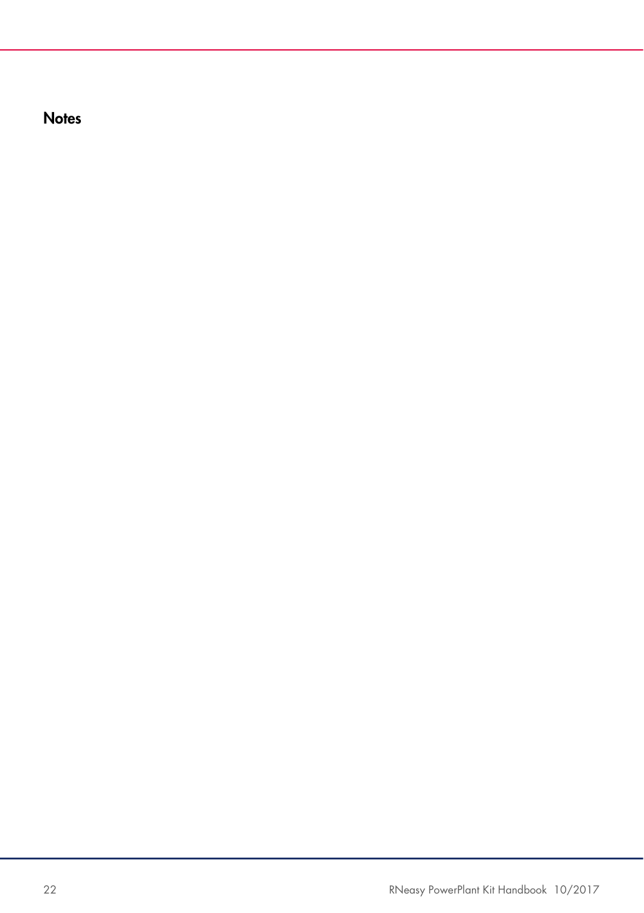# Notes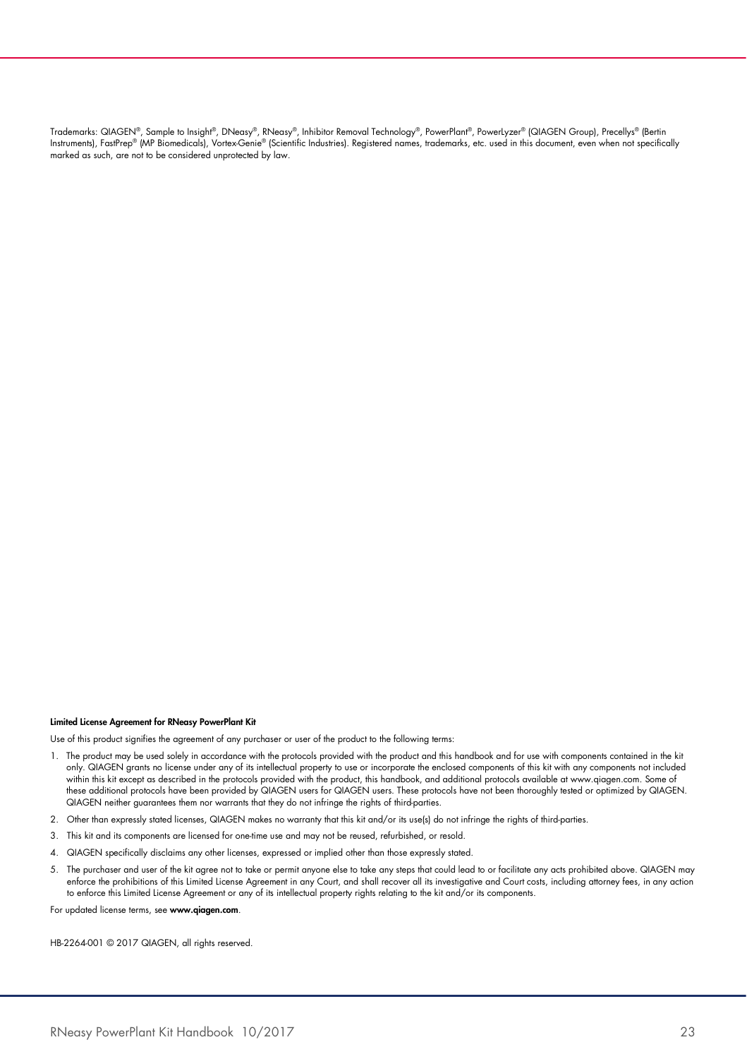Trademarks: QIAGEN®, Sample to Insight®, DNeasy®, RNeasy®, Inhibitor Removal Technology®, PowerPlant®, PowerLyzer® (QIAGEN Group), Precellys® (Bertin Instruments), FastPrep® (MP Biomedicals), Vortex-Genie® (Scientific Industries). Registered names, trademarks, etc. used in this document, even when not specifically marked as such, are not to be considered unprotected by law.

**Limited License Agreement for RNeasy PowerPlant Kit**

Use of this product signifies the agreement of any purchaser or user of the product to the following terms:

1. The product may be used solely in accordance with the protocols provided with the product and this handbook and for use with components contained in the kit only. QIAGEN grants no license under any of its intellectual property to use or incorporate the enclosed components of this kit with any components not included within this kit except as described in the protocols provided with the product, this handbook, and additional protocols available at www.qiagen.com. Some of these additional protocols have been provided by QIAGEN users for QIAGEN users. These protocols have not been thoroughly tested or optimized by QIAGEN. QIAGEN neither guarantees them nor warrants that they do not infringe the rights of third-parties.
2. Other than expressly stated licenses, QIAGEN makes no warranty that this kit and/or its use(s) do not infringe the rights of third-parties.
3. This kit and its components are licensed for one-time use and may not be reused, refurbished, or resold.
4. QIAGEN specifically disclaims any other licenses, expressed or implied other than those expressly stated.
5. The purchaser and user of the kit agree not to take or permit anyone else to take any steps that could lead to or facilitate any acts prohibited above. QIAGEN may enforce the prohibitions of this Limited License Agreement in any Court, and shall recover all its investigative and Court costs, including attorney fees, in any action to enforce this Limited License Agreement or any of its intellectual property rights relating to the kit and/or its components.

For updated license terms, see **www.qiagen.com**.

HB-2264-001 © 2017 QIAGEN, all rights reserved.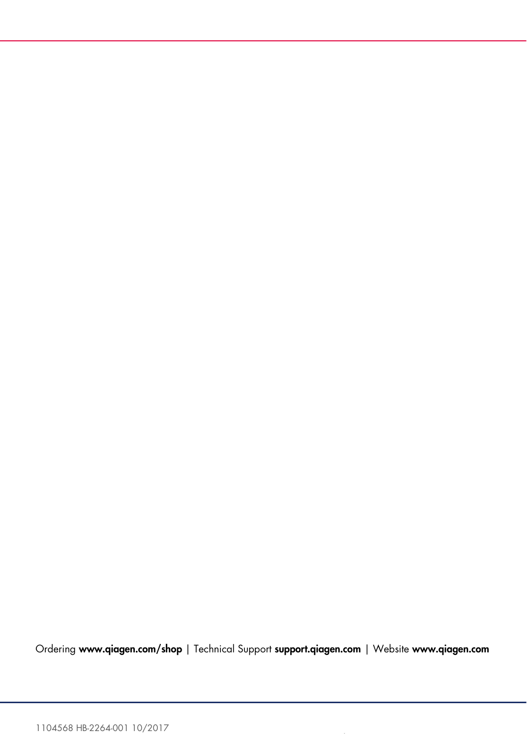Ordering **www.qiagen.com/shop** | Technical Support **support.qiagen.com** | Website **www.qiagen.com**

1104568 HB-2264-001 10/2017